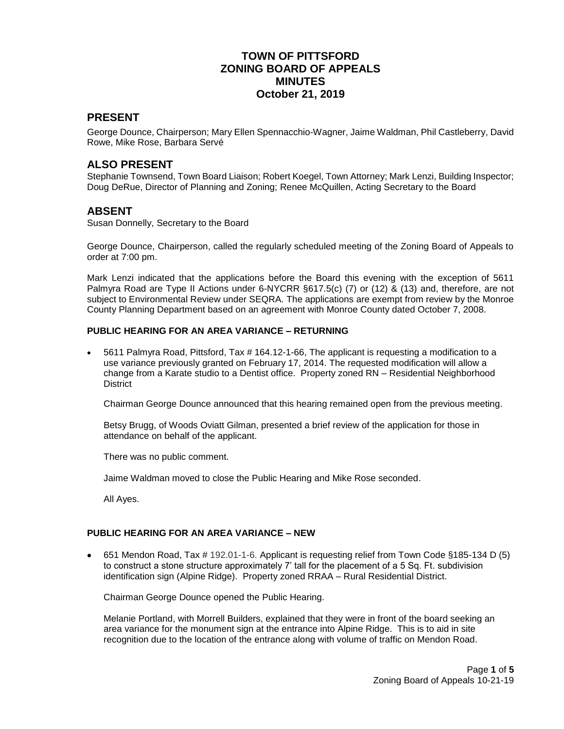# TOWN OF PITTSFORD
# ZONING BOARD OF APPEALS
# MINUTES
# October 21, 2019

## PRESENT

George Dounce, Chairperson; Mary Ellen Spennacchio-Wagner, Jaime Waldman, Phil Castleberry, David Rowe, Mike Rose, Barbara Servé

## ALSO PRESENT

Stephanie Townsend, Town Board Liaison; Robert Koegel, Town Attorney; Mark Lenzi, Building Inspector; Doug DeRue, Director of Planning and Zoning; Renee McQuillen, Acting Secretary to the Board

## ABSENT

Susan Donnelly, Secretary to the Board

George Dounce, Chairperson, called the regularly scheduled meeting of the Zoning Board of Appeals to order at 7:00 pm.

Mark Lenzi indicated that the applications before the Board this evening with the exception of 5611 Palmyra Road are Type II Actions under 6-NYCRR §617.5(c) (7) or (12) & (13) and, therefore, are not subject to Environmental Review under SEQRA. The applications are exempt from review by the Monroe County Planning Department based on an agreement with Monroe County dated October 7, 2008.

### PUBLIC HEARING FOR AN AREA VARIANCE – RETURNING

- 5611 Palmyra Road, Pittsford, Tax # 164.12-1-66, The applicant is requesting a modification to a use variance previously granted on February 17, 2014. The requested modification will allow a change from a Karate studio to a Dentist office. Property zoned RN – Residential Neighborhood District

  Chairman George Dounce announced that this hearing remained open from the previous meeting.

  Betsy Brugg, of Woods Oviatt Gilman, presented a brief review of the application for those in attendance on behalf of the applicant.

  There was no public comment.

  Jaime Waldman moved to close the Public Hearing and Mike Rose seconded.

  All Ayes.

### PUBLIC HEARING FOR AN AREA VARIANCE – NEW

- 651 Mendon Road, Tax # 192.01-1-6. Applicant is requesting relief from Town Code §185-134 D (5) to construct a stone structure approximately 7' tall for the placement of a 5 Sq. Ft. subdivision identification sign (Alpine Ridge). Property zoned RRAA – Rural Residential District.

  Chairman George Dounce opened the Public Hearing.

  Melanie Portland, with Morrell Builders, explained that they were in front of the board seeking an area variance for the monument sign at the entrance into Alpine Ridge. This is to aid in site recognition due to the location of the entrance along with volume of traffic on Mendon Road.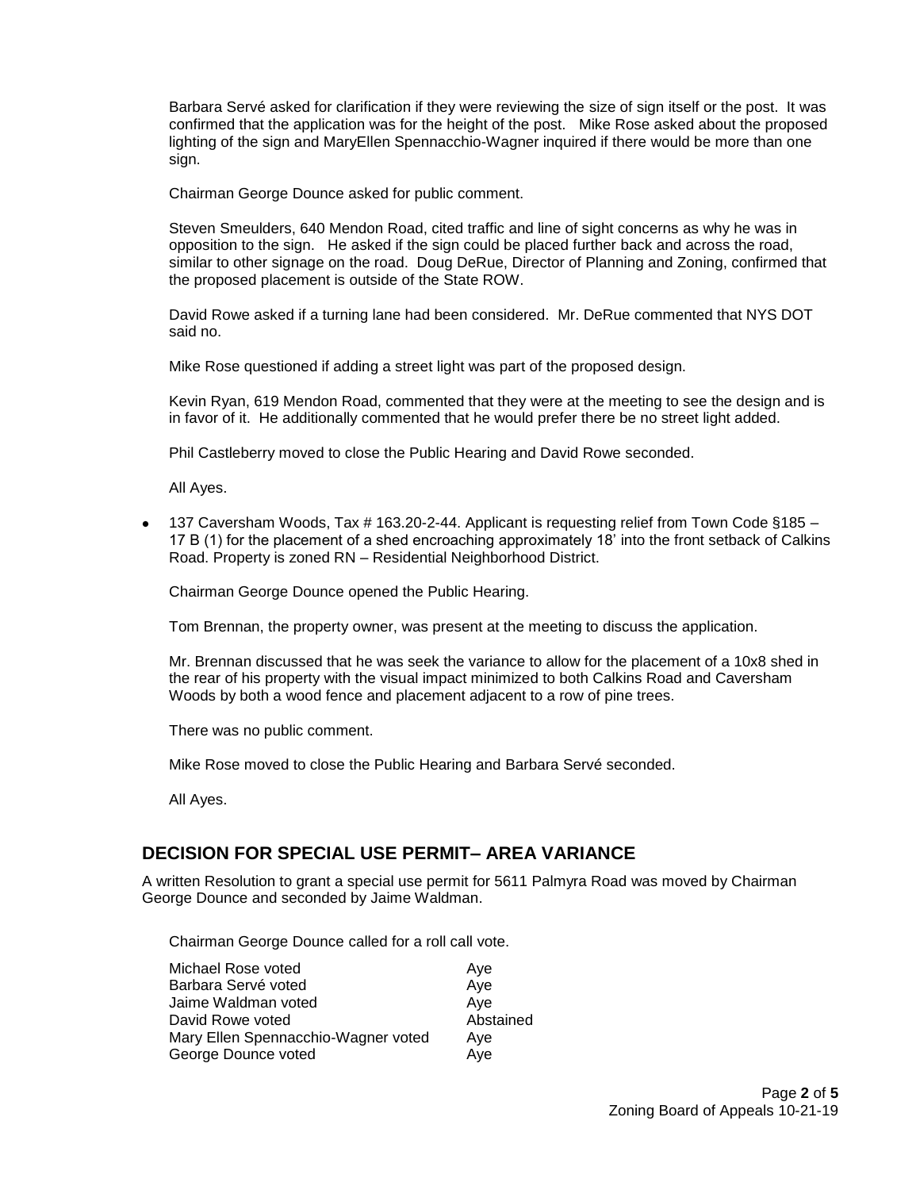Barbara Servé asked for clarification if they were reviewing the size of sign itself or the post. It was confirmed that the application was for the height of the post. Mike Rose asked about the proposed lighting of the sign and MaryEllen Spennacchio-Wagner inquired if there would be more than one sign.

Chairman George Dounce asked for public comment.

Steven Smeulders, 640 Mendon Road, cited traffic and line of sight concerns as why he was in opposition to the sign. He asked if the sign could be placed further back and across the road, similar to other signage on the road. Doug DeRue, Director of Planning and Zoning, confirmed that the proposed placement is outside of the State ROW.

David Rowe asked if a turning lane had been considered. Mr. DeRue commented that NYS DOT said no.

Mike Rose questioned if adding a street light was part of the proposed design.

Kevin Ryan, 619 Mendon Road, commented that they were at the meeting to see the design and is in favor of it. He additionally commented that he would prefer there be no street light added.

Phil Castleberry moved to close the Public Hearing and David Rowe seconded.

All Ayes.

- 137 Caversham Woods, Tax # 163.20-2-44. Applicant is requesting relief from Town Code §185 – 17 B (1) for the placement of a shed encroaching approximately 18' into the front setback of Calkins Road. Property is zoned RN – Residential Neighborhood District.

  Chairman George Dounce opened the Public Hearing.

  Tom Brennan, the property owner, was present at the meeting to discuss the application.

  Mr. Brennan discussed that he was seek the variance to allow for the placement of a 10x8 shed in the rear of his property with the visual impact minimized to both Calkins Road and Caversham Woods by both a wood fence and placement adjacent to a row of pine trees.

  There was no public comment.

  Mike Rose moved to close the Public Hearing and Barbara Servé seconded.

  All Ayes.

## DECISION FOR SPECIAL USE PERMIT– AREA VARIANCE

A written Resolution to grant a special use permit for 5611 Palmyra Road was moved by Chairman George Dounce and seconded by Jaime Waldman.

Chairman George Dounce called for a roll call vote.

| | |
|---|---|
| Michael Rose voted | Aye |
| Barbara Servé voted | Aye |
| Jaime Waldman voted | Aye |
| David Rowe voted | Abstained |
| Mary Ellen Spennacchio-Wagner voted | Aye |
| George Dounce voted | Aye |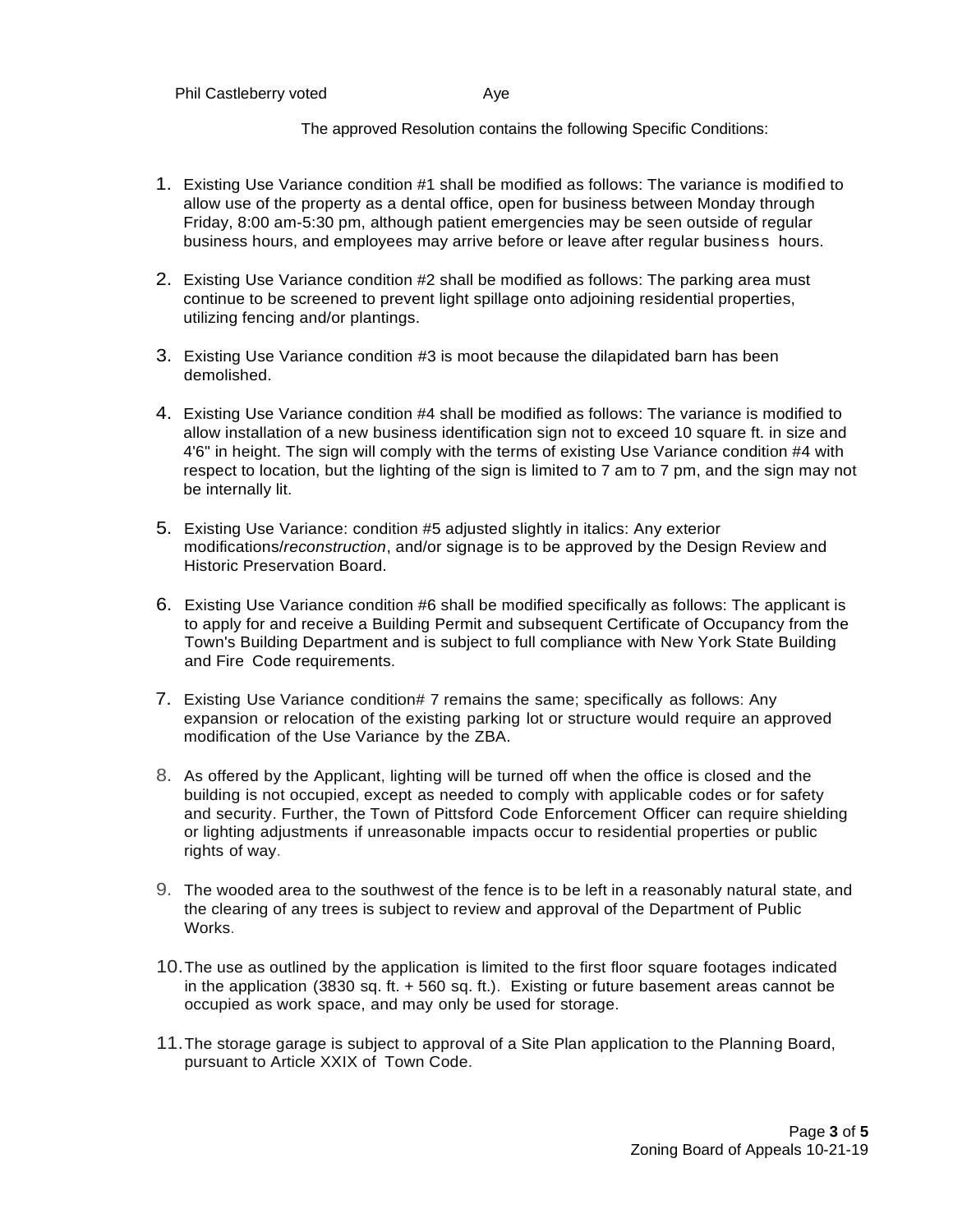Phil Castleberry voted Aye

The approved Resolution contains the following Specific Conditions:

1. Existing Use Variance condition #1 shall be modified as follows: The variance is modified to allow use of the property as a dental office, open for business between Monday through Friday, 8:00 am-5:30 pm, although patient emergencies may be seen outside of regular business hours, and employees may arrive before or leave after regular business hours.

2. Existing Use Variance condition #2 shall be modified as follows: The parking area must continue to be screened to prevent light spillage onto adjoining residential properties, utilizing fencing and/or plantings.

3. Existing Use Variance condition #3 is moot because the dilapidated barn has been demolished.

4. Existing Use Variance condition #4 shall be modified as follows: The variance is modified to allow installation of a new business identification sign not to exceed 10 square ft. in size and 4'6" in height. The sign will comply with the terms of existing Use Variance condition #4 with respect to location, but the lighting of the sign is limited to 7 am to 7 pm, and the sign may not be internally lit.

5. Existing Use Variance: condition #5 adjusted slightly in italics: Any exterior modifications/*reconstruction*, and/or signage is to be approved by the Design Review and Historic Preservation Board.

6. Existing Use Variance condition #6 shall be modified specifically as follows: The applicant is to apply for and receive a Building Permit and subsequent Certificate of Occupancy from the Town's Building Department and is subject to full compliance with New York State Building and Fire Code requirements.

7. Existing Use Variance condition# 7 remains the same; specifically as follows: Any expansion or relocation of the existing parking lot or structure would require an approved modification of the Use Variance by the ZBA.

8. As offered by the Applicant, lighting will be turned off when the office is closed and the building is not occupied, except as needed to comply with applicable codes or for safety and security. Further, the Town of Pittsford Code Enforcement Officer can require shielding or lighting adjustments if unreasonable impacts occur to residential properties or public rights of way.

9. The wooded area to the southwest of the fence is to be left in a reasonably natural state, and the clearing of any trees is subject to review and approval of the Department of Public Works.

10. The use as outlined by the application is limited to the first floor square footages indicated in the application (3830 sq. ft. + 560 sq. ft.). Existing or future basement areas cannot be occupied as work space, and may only be used for storage.

11. The storage garage is subject to approval of a Site Plan application to the Planning Board, pursuant to Article XXIX of Town Code.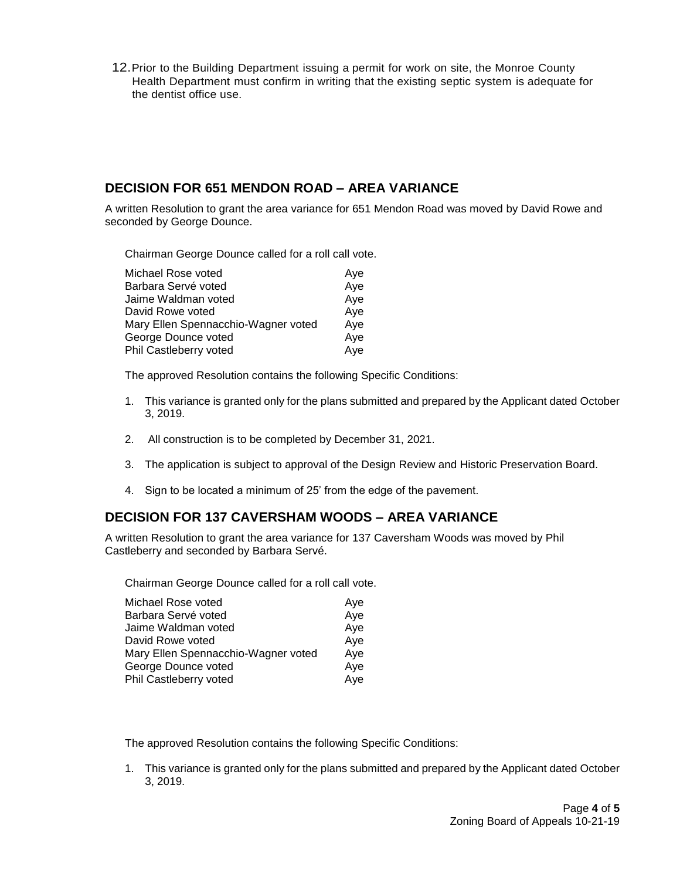12. Prior to the Building Department issuing a permit for work on site, the Monroe County Health Department must confirm in writing that the existing septic system is adequate for the dentist office use.

## DECISION FOR 651 MENDON ROAD – AREA VARIANCE

A written Resolution to grant the area variance for 651 Mendon Road was moved by David Rowe and seconded by George Dounce.

Chairman George Dounce called for a roll call vote.

| | |
|---|---|
| Michael Rose voted | Aye |
| Barbara Servé voted | Aye |
| Jaime Waldman voted | Aye |
| David Rowe voted | Aye |
| Mary Ellen Spennacchio-Wagner voted | Aye |
| George Dounce voted | Aye |
| Phil Castleberry voted | Aye |

The approved Resolution contains the following Specific Conditions:

1. This variance is granted only for the plans submitted and prepared by the Applicant dated October 3, 2019.
2. All construction is to be completed by December 31, 2021.
3. The application is subject to approval of the Design Review and Historic Preservation Board.
4. Sign to be located a minimum of 25' from the edge of the pavement.

## DECISION FOR 137 CAVERSHAM WOODS – AREA VARIANCE

A written Resolution to grant the area variance for 137 Caversham Woods was moved by Phil Castleberry and seconded by Barbara Servé.

Chairman George Dounce called for a roll call vote.

| | |
|---|---|
| Michael Rose voted | Aye |
| Barbara Servé voted | Aye |
| Jaime Waldman voted | Aye |
| David Rowe voted | Aye |
| Mary Ellen Spennacchio-Wagner voted | Aye |
| George Dounce voted | Aye |
| Phil Castleberry voted | Aye |

The approved Resolution contains the following Specific Conditions:

1. This variance is granted only for the plans submitted and prepared by the Applicant dated October 3, 2019.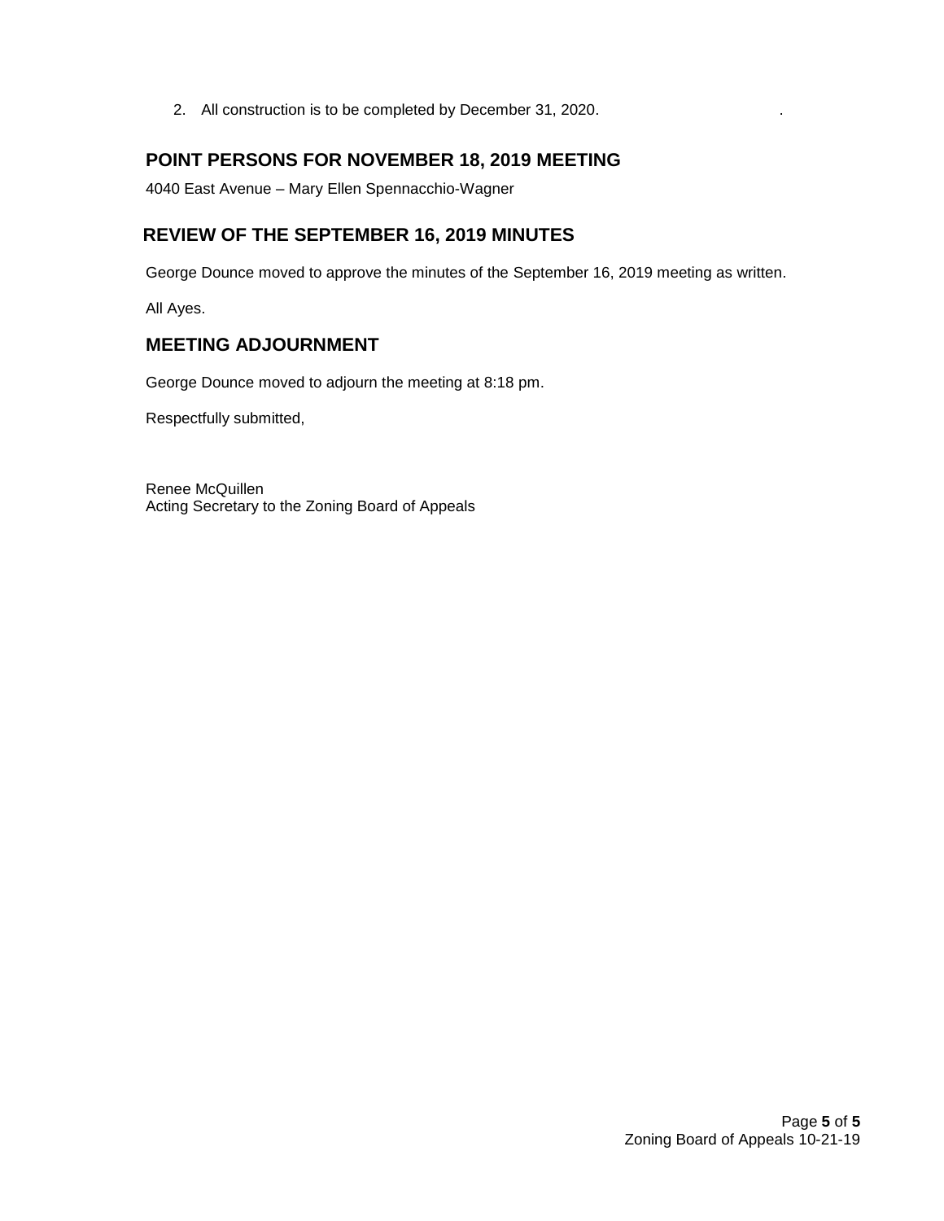2. All construction is to be completed by December 31, 2020.

## POINT PERSONS FOR NOVEMBER 18, 2019 MEETING

4040 East Avenue – Mary Ellen Spennacchio-Wagner

## REVIEW OF THE SEPTEMBER 16, 2019 MINUTES

George Dounce moved to approve the minutes of the September 16, 2019 meeting as written.

All Ayes.

## MEETING ADJOURNMENT

George Dounce moved to adjourn the meeting at 8:18 pm.

Respectfully submitted,

Renee McQuillen
Acting Secretary to the Zoning Board of Appeals